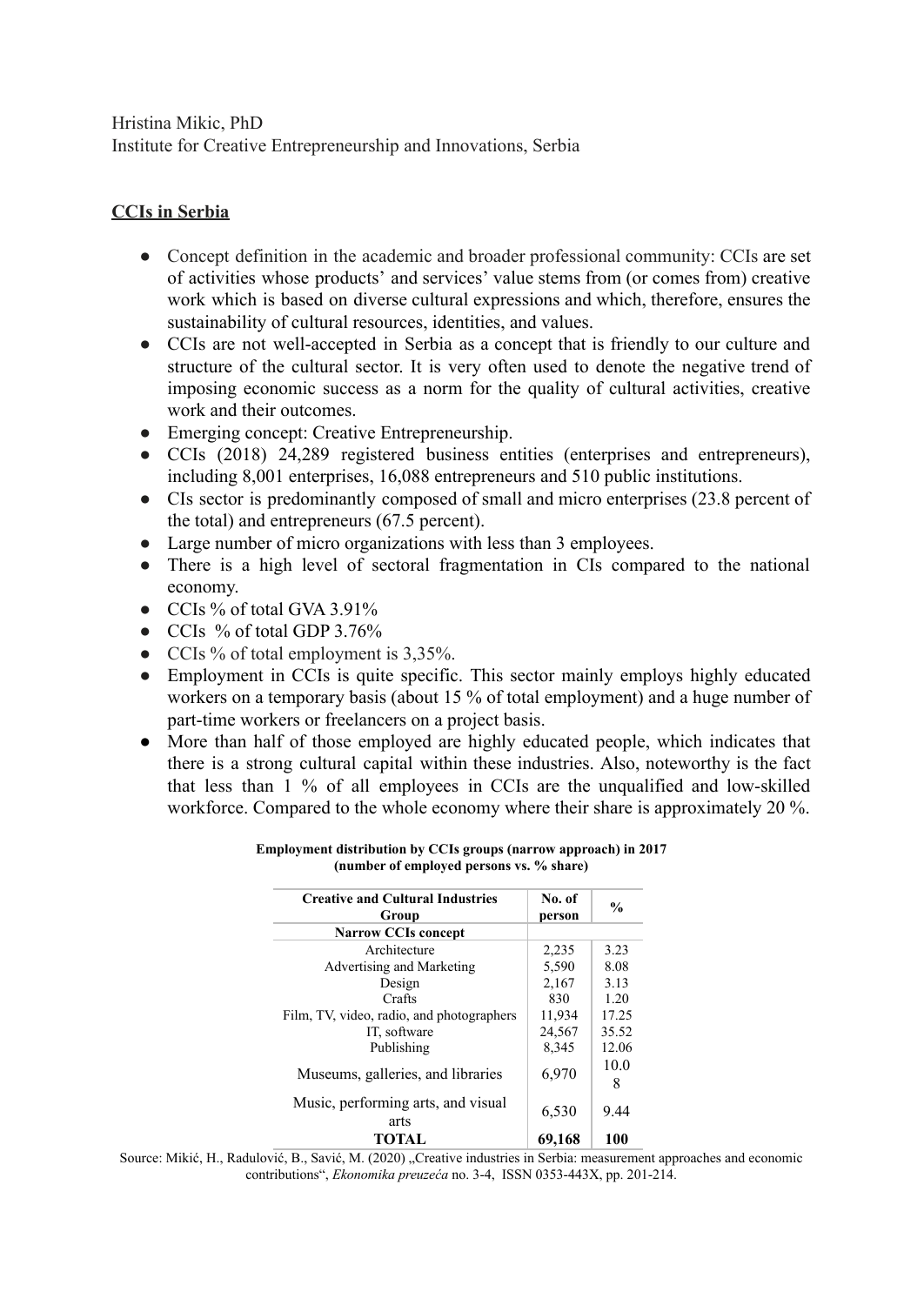Hristina Mikic, PhD
Institute for Creative Entrepreneurship and Innovations, Serbia

## **CCIs in Serbia**

- Concept definition in the academic and broader professional community: CCIs are set of activities whose products' and services' value stems from (or comes from) creative work which is based on diverse cultural expressions and which, therefore, ensures the sustainability of cultural resources, identities, and values.
- CCIs are not well-accepted in Serbia as a concept that is friendly to our culture and structure of the cultural sector. It is very often used to denote the negative trend of imposing economic success as a norm for the quality of cultural activities, creative work and their outcomes.
- Emerging concept: Creative Entrepreneurship.
- CCIs (2018) 24,289 registered business entities (enterprises and entrepreneurs), including 8,001 enterprises, 16,088 entrepreneurs and 510 public institutions.
- CIs sector is predominantly composed of small and micro enterprises (23.8 percent of the total) and entrepreneurs (67.5 percent).
- Large number of micro organizations with less than 3 employees.
- There is a high level of sectoral fragmentation in CIs compared to the national economy.
- CCIs % of total GVA 3.91%
- CCIs % of total GDP 3.76%
- CCIs % of total employment is 3,35%.
- Employment in CCIs is quite specific. This sector mainly employs highly educated workers on a temporary basis (about 15 % of total employment) and a huge number of part-time workers or freelancers on a project basis.
- More than half of those employed are highly educated people, which indicates that there is a strong cultural capital within these industries. Also, noteworthy is the fact that less than 1 % of all employees in CCIs are the unqualified and low-skilled workforce. Compared to the whole economy where their share is approximately 20 %.

**Employment distribution by CCIs groups (narrow approach) in 2017 (number of employed persons vs. % share)**

| Creative and Cultural Industries Group | No. of person | % |
|---|---|---|
| **Narrow CCIs concept** | | |
| Architecture | 2,235 | 3.23 |
| Advertising and Marketing | 5,590 | 8.08 |
| Design | 2,167 | 3.13 |
| Crafts | 830 | 1.20 |
| Film, TV, video, radio, and photographers | 11,934 | 17.25 |
| IT, software | 24,567 | 35.52 |
| Publishing | 8,345 | 12.06 |
| Museums, galleries, and libraries | 6,970 | 10.08 |
| Music, performing arts, and visual arts | 6,530 | 9.44 |
| **TOTAL** | **69,168** | **100** |

Source: Mikić, H., Radulović, B., Savić, M. (2020) „Creative industries in Serbia: measurement approaches and economic contributions", *Ekonomika preuzeća* no. 3-4, ISSN 0353-443X, pp. 201-214.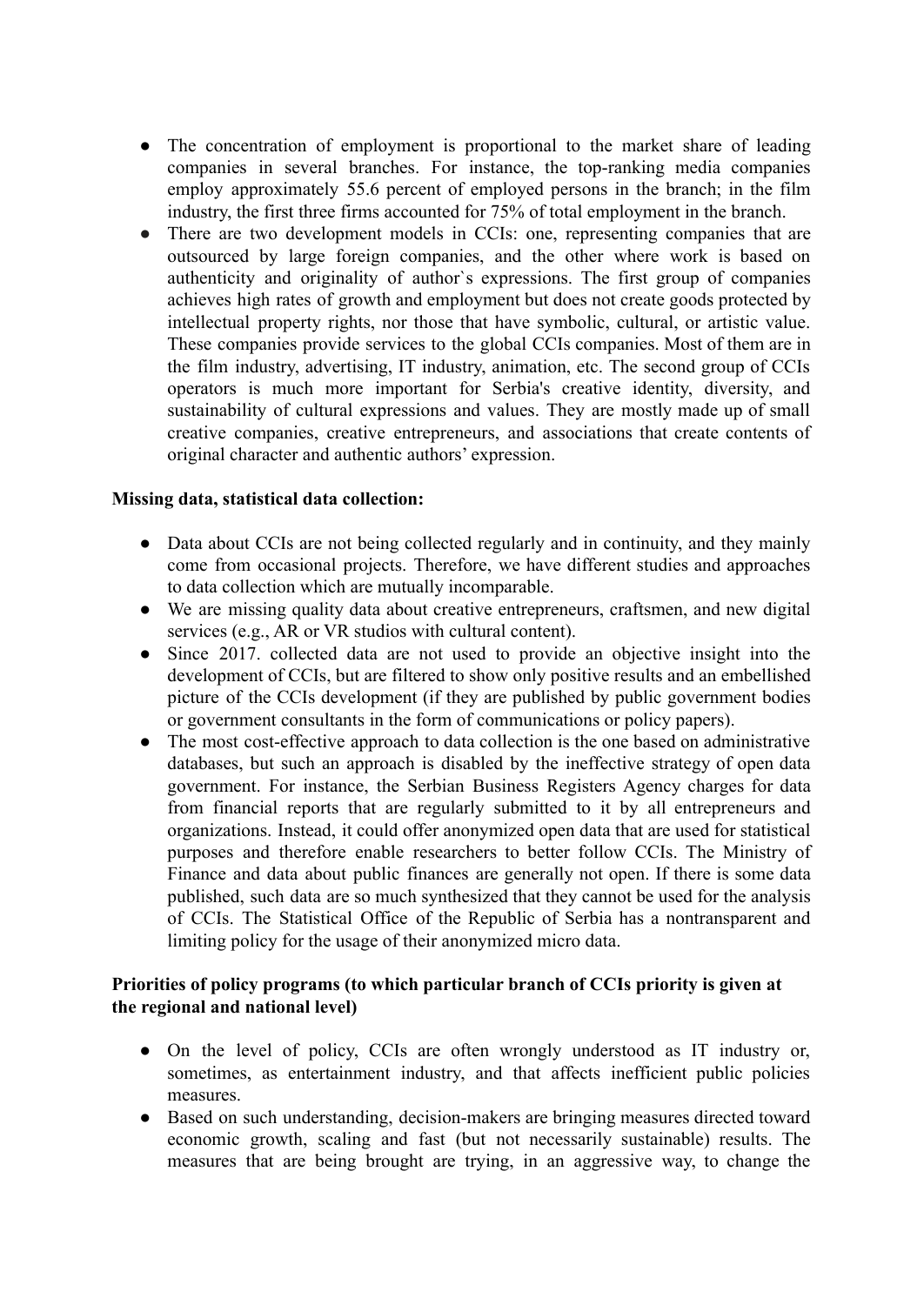- The concentration of employment is proportional to the market share of leading companies in several branches. For instance, the top-ranking media companies employ approximately 55.6 percent of employed persons in the branch; in the film industry, the first three firms accounted for 75% of total employment in the branch.
- There are two development models in CCIs: one, representing companies that are outsourced by large foreign companies, and the other where work is based on authenticity and originality of author`s expressions. The first group of companies achieves high rates of growth and employment but does not create goods protected by intellectual property rights, nor those that have symbolic, cultural, or artistic value. These companies provide services to the global CCIs companies. Most of them are in the film industry, advertising, IT industry, animation, etc. The second group of CCIs operators is much more important for Serbia's creative identity, diversity, and sustainability of cultural expressions and values. They are mostly made up of small creative companies, creative entrepreneurs, and associations that create contents of original character and authentic authors' expression.

**Missing data, statistical data collection:**

- Data about CCIs are not being collected regularly and in continuity, and they mainly come from occasional projects. Therefore, we have different studies and approaches to data collection which are mutually incomparable.
- We are missing quality data about creative entrepreneurs, craftsmen, and new digital services (e.g., AR or VR studios with cultural content).
- Since 2017. collected data are not used to provide an objective insight into the development of CCIs, but are filtered to show only positive results and an embellished picture of the CCIs development (if they are published by public government bodies or government consultants in the form of communications or policy papers).
- The most cost-effective approach to data collection is the one based on administrative databases, but such an approach is disabled by the ineffective strategy of open data government. For instance, the Serbian Business Registers Agency charges for data from financial reports that are regularly submitted to it by all entrepreneurs and organizations. Instead, it could offer anonymized open data that are used for statistical purposes and therefore enable researchers to better follow CCIs. The Ministry of Finance and data about public finances are generally not open. If there is some data published, such data are so much synthesized that they cannot be used for the analysis of CCIs. The Statistical Office of the Republic of Serbia has a nontransparent and limiting policy for the usage of their anonymized micro data.

**Priorities of policy programs (to which particular branch of CCIs priority is given at the regional and national level)**

- On the level of policy, CCIs are often wrongly understood as IT industry or, sometimes, as entertainment industry, and that affects inefficient public policies measures.
- Based on such understanding, decision-makers are bringing measures directed toward economic growth, scaling and fast (but not necessarily sustainable) results. The measures that are being brought are trying, in an aggressive way, to change the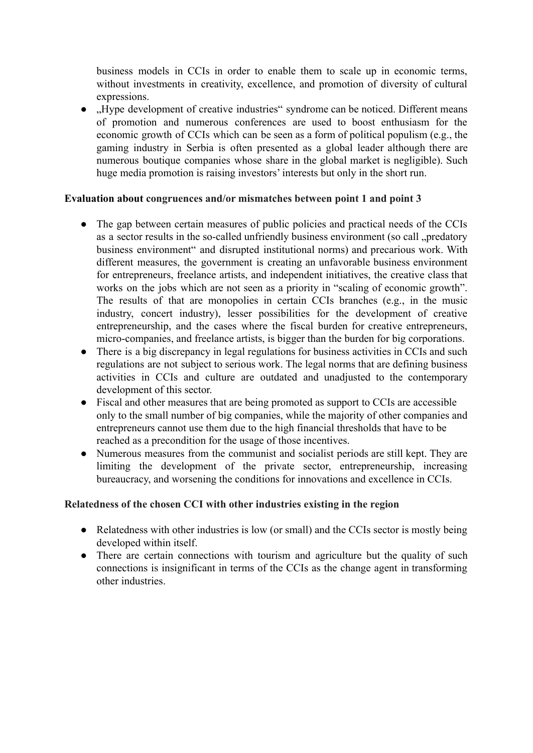business models in CCIs in order to enable them to scale up in economic terms, without investments in creativity, excellence, and promotion of diversity of cultural expressions.
- „Hype development of creative industries“ syndrome can be noticed. Different means of promotion and numerous conferences are used to boost enthusiasm for the economic growth of CCIs which can be seen as a form of political populism (e.g., the gaming industry in Serbia is often presented as a global leader although there are numerous boutique companies whose share in the global market is negligible). Such huge media promotion is raising investors' interests but only in the short run.

**Evaluation about congruences and/or mismatches between point 1 and point 3**

- The gap between certain measures of public policies and practical needs of the CCIs as a sector results in the so-called unfriendly business environment (so call „predatory business environment“ and disrupted institutional norms) and precarious work. With different measures, the government is creating an unfavorable business environment for entrepreneurs, freelance artists, and independent initiatives, the creative class that works on the jobs which are not seen as a priority in "scaling of economic growth". The results of that are monopolies in certain CCIs branches (e.g., in the music industry, concert industry), lesser possibilities for the development of creative entrepreneurship, and the cases where the fiscal burden for creative entrepreneurs, micro-companies, and freelance artists, is bigger than the burden for big corporations.
- There is a big discrepancy in legal regulations for business activities in CCIs and such regulations are not subject to serious work. The legal norms that are defining business activities in CCIs and culture are outdated and unadjusted to the contemporary development of this sector.
- Fiscal and other measures that are being promoted as support to CCIs are accessible only to the small number of big companies, while the majority of other companies and entrepreneurs cannot use them due to the high financial thresholds that have to be reached as a precondition for the usage of those incentives.
- Numerous measures from the communist and socialist periods are still kept. They are limiting the development of the private sector, entrepreneurship, increasing bureaucracy, and worsening the conditions for innovations and excellence in CCIs.

**Relatedness of the chosen CCI with other industries existing in the region**

- Relatedness with other industries is low (or small) and the CCIs sector is mostly being developed within itself.
- There are certain connections with tourism and agriculture but the quality of such connections is insignificant in terms of the CCIs as the change agent in transforming other industries.